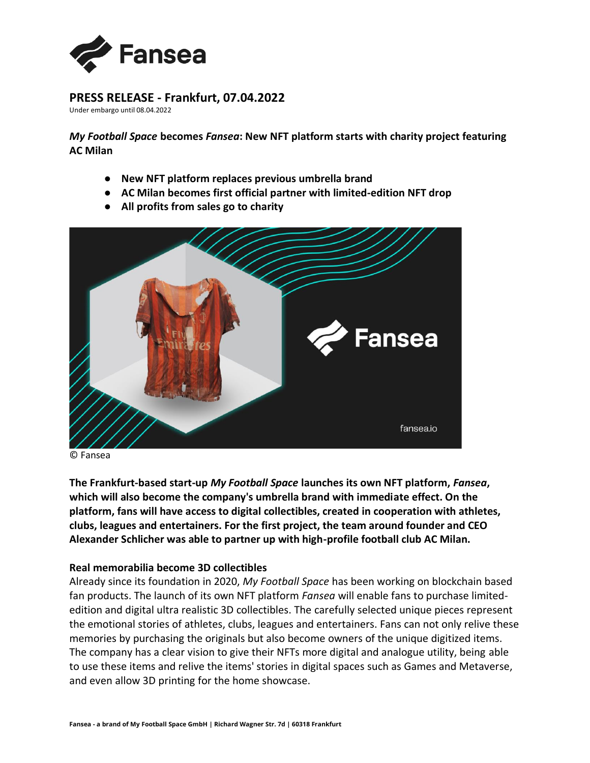# PRESS RELEASE - Frankfurt, 07.04.2022

Under embargo until 08.04.2022

***My Football Space* becomes *Fansea*: New NFT platform starts with charity project featuring AC Milan**

- **New NFT platform replaces previous umbrella brand**
- **AC Milan becomes first official partner with limited-edition NFT drop**
- **All profits from sales go to charity**

© Fansea

**The Frankfurt-based start-up *My Football Space* launches its own NFT platform, *Fansea*, which will also become the company's umbrella brand with immediate effect. On the platform, fans will have access to digital collectibles, created in cooperation with athletes, clubs, leagues and entertainers. For the first project, the team around founder and CEO Alexander Schlicher was able to partner up with high-profile football club AC Milan.**

### Real memorabilia become 3D collectibles

Already since its foundation in 2020, *My Football Space* has been working on blockchain based fan products. The launch of its own NFT platform *Fansea* will enable fans to purchase limited-edition and digital ultra realistic 3D collectibles. The carefully selected unique pieces represent the emotional stories of athletes, clubs, leagues and entertainers. Fans can not only relive these memories by purchasing the originals but also become owners of the unique digitized items. The company has a clear vision to give their NFTs more digital and analogue utility, being able to use these items and relive the items' stories in digital spaces such as Games and Metaverse, and even allow 3D printing for the home showcase.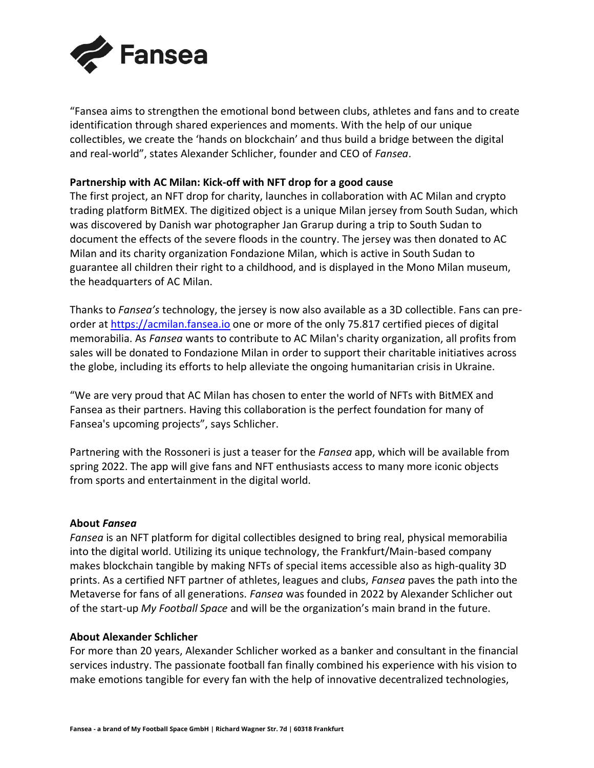"Fansea aims to strengthen the emotional bond between clubs, athletes and fans and to create identification through shared experiences and moments. With the help of our unique collectibles, we create the 'hands on blockchain' and thus build a bridge between the digital and real-world", states Alexander Schlicher, founder and CEO of *Fansea*.

**Partnership with AC Milan: Kick-off with NFT drop for a good cause**

The first project, an NFT drop for charity, launches in collaboration with AC Milan and crypto trading platform BitMEX. The digitized object is a unique Milan jersey from South Sudan, which was discovered by Danish war photographer Jan Grarup during a trip to South Sudan to document the effects of the severe floods in the country. The jersey was then donated to AC Milan and its charity organization Fondazione Milan, which is active in South Sudan to guarantee all children their right to a childhood, and is displayed in the Mono Milan museum, the headquarters of AC Milan.

Thanks to *Fansea's* technology, the jersey is now also available as a 3D collectible. Fans can pre-order at [https://acmilan.fansea.io](https://acmilan.fansea.io) one or more of the only 75.817 certified pieces of digital memorabilia. As *Fansea* wants to contribute to AC Milan's charity organization, all profits from sales will be donated to Fondazione Milan in order to support their charitable initiatives across the globe, including its efforts to help alleviate the ongoing humanitarian crisis in Ukraine.

"We are very proud that AC Milan has chosen to enter the world of NFTs with BitMEX and Fansea as their partners. Having this collaboration is the perfect foundation for many of Fansea's upcoming projects", says Schlicher.

Partnering with the Rossoneri is just a teaser for the *Fansea* app, which will be available from spring 2022. The app will give fans and NFT enthusiasts access to many more iconic objects from sports and entertainment in the digital world.

**About *Fansea***

*Fansea* is an NFT platform for digital collectibles designed to bring real, physical memorabilia into the digital world. Utilizing its unique technology, the Frankfurt/Main-based company makes blockchain tangible by making NFTs of special items accessible also as high-quality 3D prints. As a certified NFT partner of athletes, leagues and clubs, *Fansea* paves the path into the Metaverse for fans of all generations. *Fansea* was founded in 2022 by Alexander Schlicher out of the start-up *My Football Space* and will be the organization's main brand in the future.

**About Alexander Schlicher**

For more than 20 years, Alexander Schlicher worked as a banker and consultant in the financial services industry. The passionate football fan finally combined his experience with his vision to make emotions tangible for every fan with the help of innovative decentralized technologies,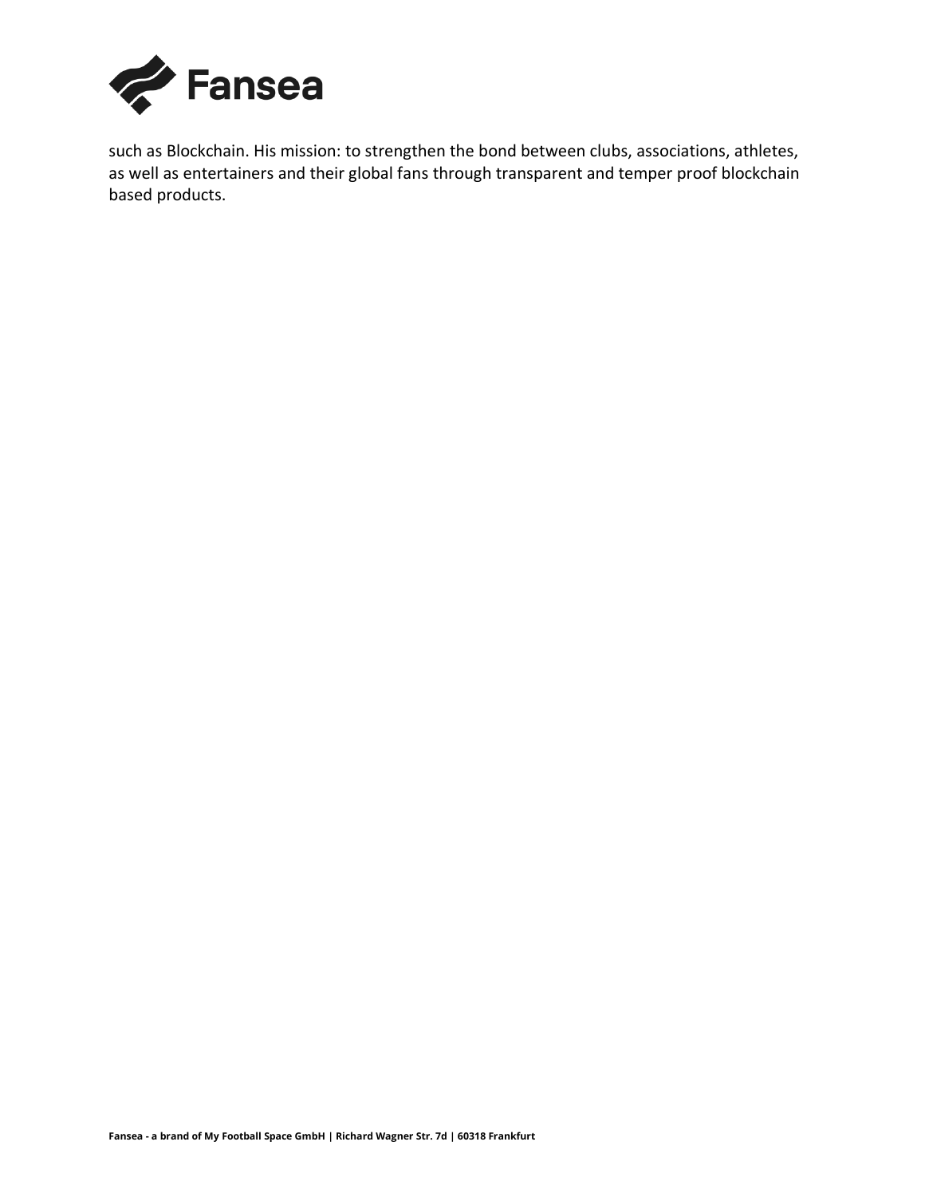such as Blockchain. His mission: to strengthen the bond between clubs, associations, athletes, as well as entertainers and their global fans through transparent and temper proof blockchain based products.